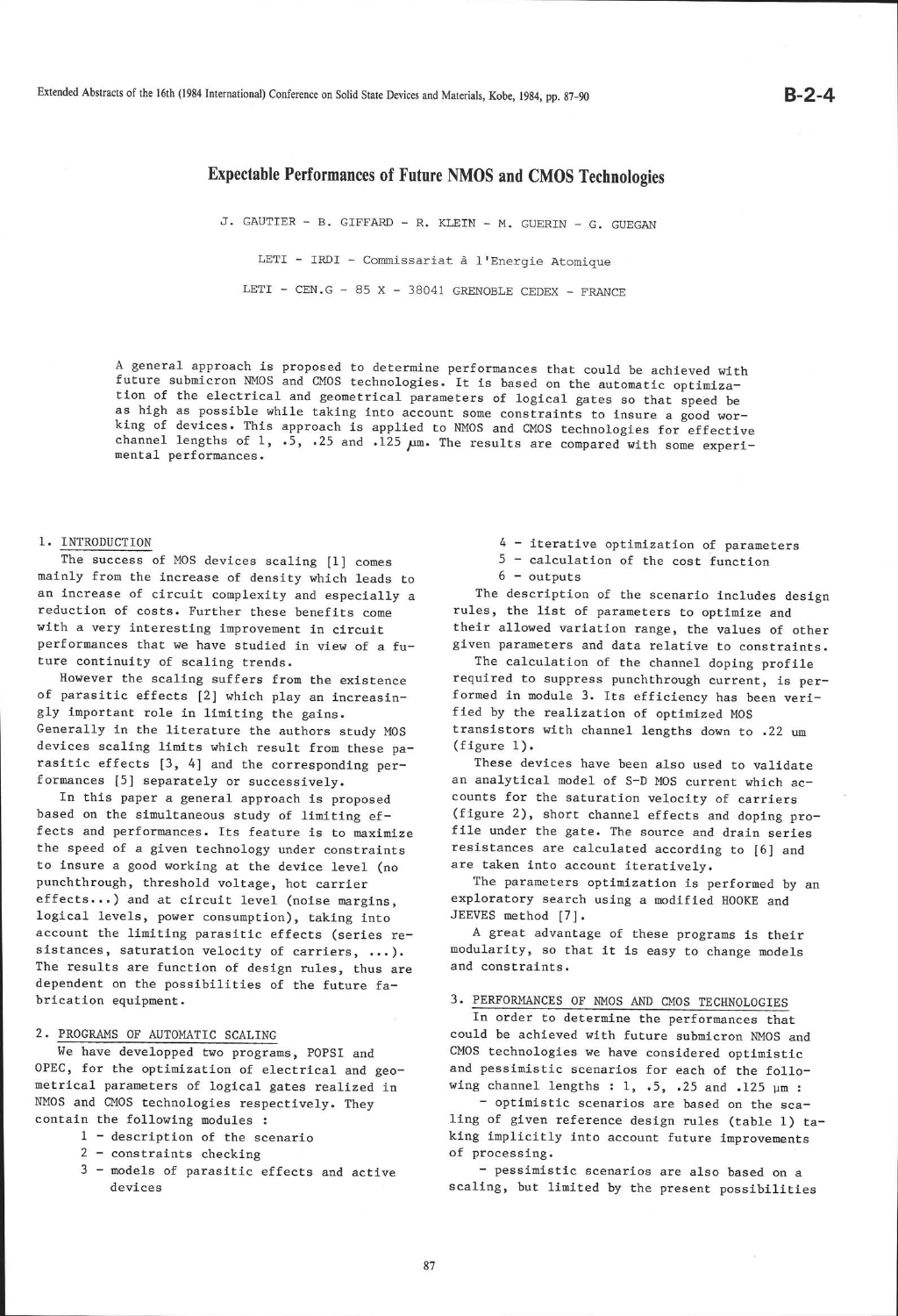# Expectable Performances of Future NMOS and CMOS Technologies

J. GAUTIER - B. GIFFARD - R. KLEIN - M. GUERIN - G. GUEGAN

LETI - IRDI - Commissariat à l'Energie Atomique

LETI - CEN.G - 85 X - 38041 GRENOBLE CEDEX - FRANCE

A general approach is proposed to determine performances that could be achieved with future submicron NMOS and CMOS technologies. It is based on the automatic optimization of the electrical and geometrical parameters of logical gates so that speed be as high as possible while taking into account some constraints to insure a good working of devices. This approach is applied to NMOS and CMOS technologies for effective channel lengths of 1, .5, .25 and .125 µm. The results are compared with some experimental performances.

## 1. INTRODUCTION

The success of MOS devices scaling [1] comes mainly from the increase of density which leads to an increase of circuit complexity and especially a reduction of costs. Further these benefits come with a very interesting improvement in circuit performances that we have studied in view of a future continuity of scaling trends.

However the scaling suffers from the existence of parasitic effects [2] which play an increasingly important role in limiting the gains. Generally in the literature the authors study MOS devices scaling limits which result from these parasitic effects [3, 4] and the corresponding performances [5] separately or successively.

In this paper a general approach is proposed based on the simultaneous study of limiting effects and performances. Its feature is to maximize the speed of a given technology under constraints to insure a good working at the device level (no punchthrough, threshold voltage, hot carrier effects...) and at circuit level (noise margins, logical levels, power consumption), taking into account the limiting parasitic effects (series resistances, saturation velocity of carriers, ...). The results are function of design rules, thus are dependent on the possibilities of the future fabrication equipment.

## 2. PROGRAMS OF AUTOMATIC SCALING

We have developped two programs, POPSI and OPEC, for the optimization of electrical and geometrical parameters of logical gates realized in NMOS and CMOS technologies respectively. They contain the following modules :

1 - description of the scenario
2 - constraints checking
3 - models of parasitic effects and active devices
4 - iterative optimization of parameters
5 - calculation of the cost function
6 - outputs

The description of the scenario includes design rules, the list of parameters to optimize and their allowed variation range, the values of other given parameters and data relative to constraints.

The calculation of the channel doping profile required to suppress punchthrough current, is performed in module 3. Its efficiency has been verified by the realization of optimized MOS transistors with channel lengths down to .22 um (figure 1).

These devices have been also used to validate an analytical model of S-D MOS current which accounts for the saturation velocity of carriers (figure 2), short channel effects and doping profile under the gate. The source and drain series resistances are calculated according to [6] and are taken into account iteratively.

The parameters optimization is performed by an exploratory search using a modified HOOKE and JEEVES method [7].

A great advantage of these programs is their modularity, so that it is easy to change models and constraints.

## 3. PERFORMANCES OF NMOS AND CMOS TECHNOLOGIES

In order to determine the performances that could be achieved with future submicron NMOS and CMOS technologies we have considered optimistic and pessimistic scenarios for each of the following channel lengths : 1, .5, .25 and .125 µm :

- optimistic scenarios are based on the scaling of given reference design rules (table 1) taking implicitly into account future improvements of processing.
- pessimistic scenarios are also based on a scaling, but limited by the present possibilities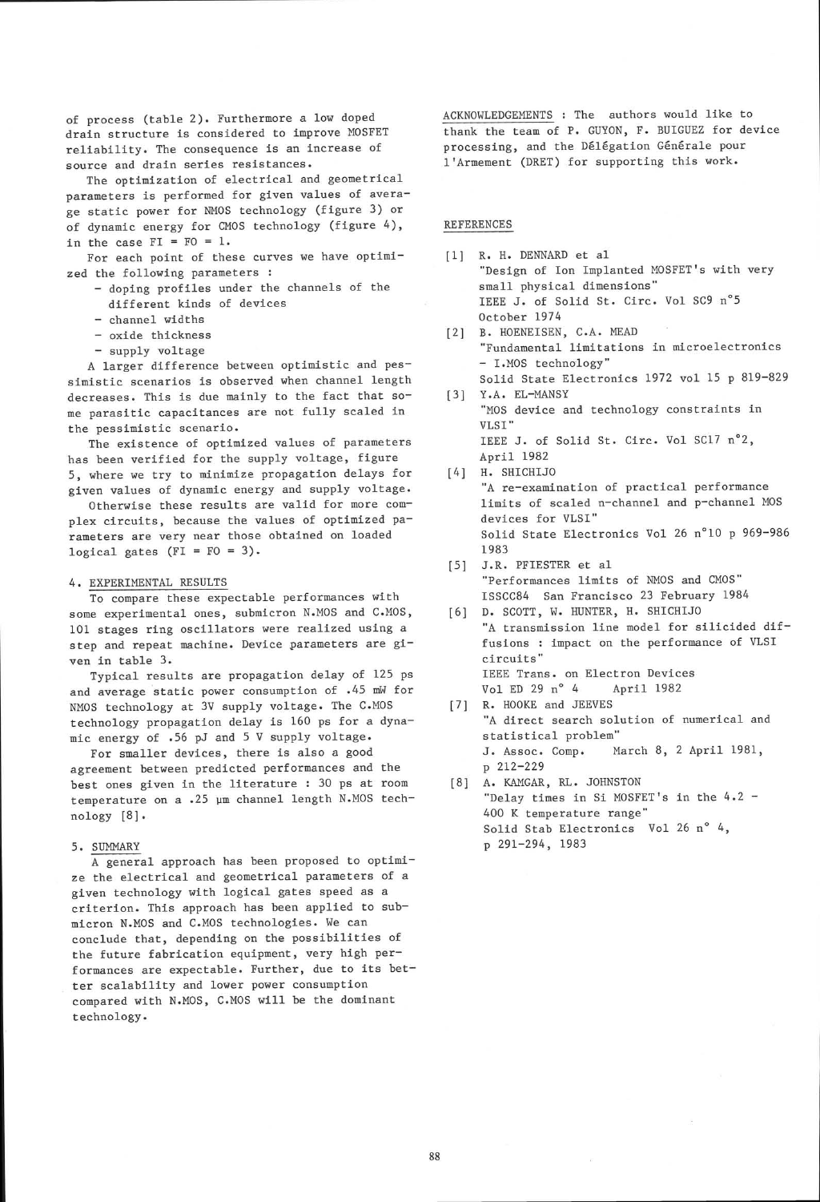of process (table 2). Furthermore a low doped drain structure is considered to improve MOSFET reliability. The consequence is an increase of source and drain series resistances.

The optimization of electrical and geometrical parameters is performed for given values of average static power for NMOS technology (figure 3) or of dynamic energy for CMOS technology (figure 4), in the case FI = FO = 1.

For each point of these curves we have optimized the following parameters :

- doping profiles under the channels of the different kinds of devices
- channel widths
- oxide thickness
- supply voltage

A larger difference between optimistic and pessimistic scenarios is observed when channel length decreases. This is due mainly to the fact that some parasitic capacitances are not fully scaled in the pessimistic scenario.

The existence of optimized values of parameters has been verified for the supply voltage, figure 5, where we try to minimize propagation delays for given values of dynamic energy and supply voltage.

Otherwise these results are valid for more complex circuits, because the values of optimized parameters are very near those obtained on loaded logical gates (FI = FO = 3).

## 4. EXPERIMENTAL RESULTS

To compare these expectable performances with some experimental ones, submicron N.MOS and C.MOS, 101 stages ring oscillators were realized using a step and repeat machine. Device parameters are given in table 3.

Typical results are propagation delay of 125 ps and average static power consumption of .45 mW for NMOS technology at 3V supply voltage. The C.MOS technology propagation delay is 160 ps for a dynamic energy of .56 pJ and 5 V supply voltage.

For smaller devices, there is also a good agreement between predicted performances and the best ones given in the literature : 30 ps at room temperature on a .25 µm channel length N.MOS technology [8].

## 5. SUMMARY

A general approach has been proposed to optimize the electrical and geometrical parameters of a given technology with logical gates speed as a criterion. This approach has been applied to submicron N.MOS and C.MOS technologies. We can conclude that, depending on the possibilities of the future fabrication equipment, very high performances are expectable. Further, due to its better scalability and lower power consumption compared with N.MOS, C.MOS will be the dominant technology.

ACKNOWLEDGEMENTS : The authors would like to thank the team of P. GUYON, F. BUIGUEZ for device processing, and the Délégation Générale pour l'Armement (DRET) for supporting this work.

## REFERENCES

[1] R. H. DENNARD et al
"Design of Ion Implanted MOSFET's with very small physical dimensions"
IEEE J. of Solid St. Circ. Vol SC9 n°5 October 1974

[2] B. HOENEISEN, C.A. MEAD
"Fundamental limitations in microelectronics - I.MOS technology"
Solid State Electronics 1972 vol 15 p 819-829

[3] Y.A. EL-MANSY
"MOS device and technology constraints in VLSI"
IEEE J. of Solid St. Circ. Vol SC17 n°2, April 1982

[4] H. SHICHIJO
"A re-examination of practical performance limits of scaled n-channel and p-channel MOS devices for VLSI"
Solid State Electronics Vol 26 n°10 p 969-986 1983

[5] J.R. PFIESTER et al
"Performances limits of NMOS and CMOS"
ISSCC84 San Francisco 23 February 1984

[6] D. SCOTT, W. HUNTER, H. SHICHIJO
"A transmission line model for silicided diffusions : impact on the performance of VLSI circuits"
IEEE Trans. on Electron Devices
Vol ED 29 n° 4 April 1982

[7] R. HOOKE and JEEVES
"A direct search solution of numerical and statistical problem"
J. Assoc. Comp. March 8, 2 April 1981, p 212-229

[8] A. KAMGAR, RL. JOHNSTON
"Delay times in Si MOSFET's in the 4.2 - 400 K temperature range"
Solid Stab Electronics Vol 26 n° 4, p 291-294, 1983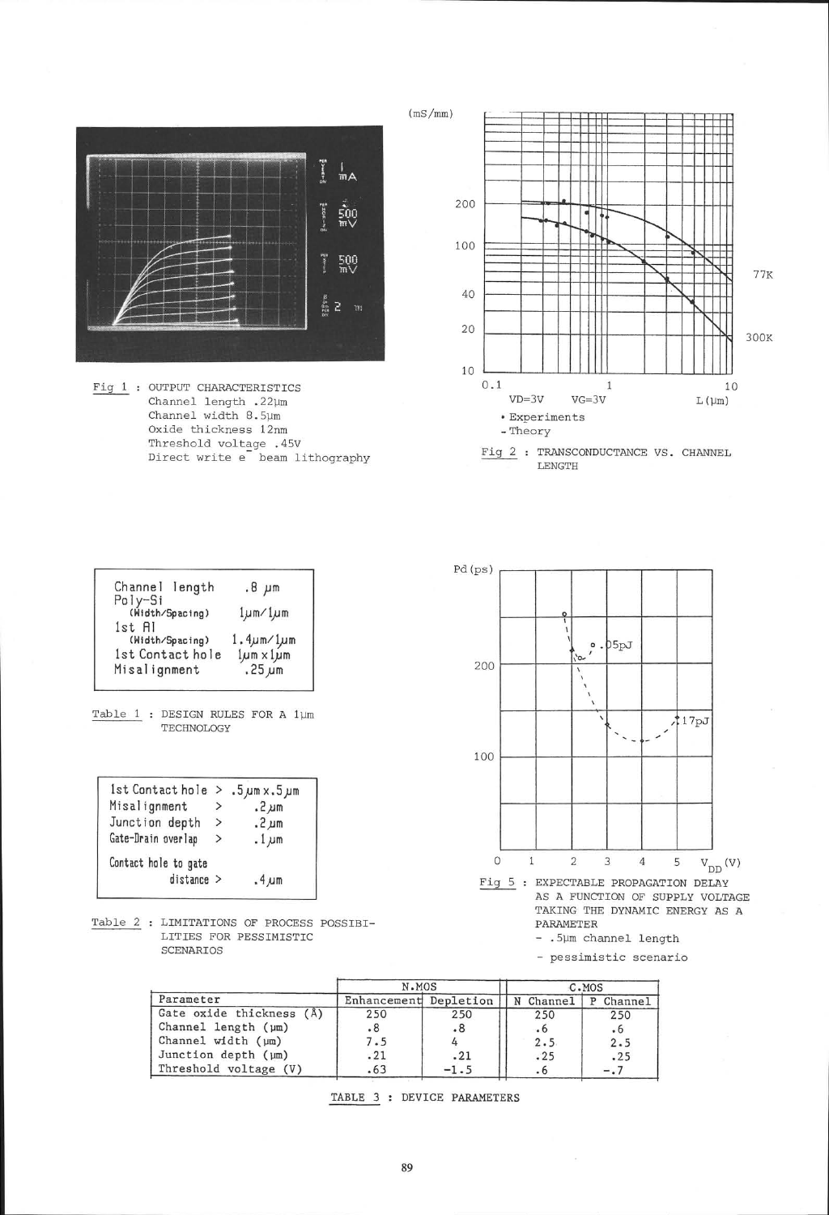Fig 1 : OUTPUT CHARACTERISTICS
Channel length .22μm
Channel width 8.5μm
Oxide thickness 12nm
Threshold voltage .45V
Direct write e⁻ beam lithography

VD=3V VG=3V

• Experiments
- Theory

Fig 2 : TRANSCONDUCTANCE VS. CHANNEL LENGTH

| Channel length | .8 μm |
|---|---|
| Poly-Si (Width/Spacing) | 1μm/1μm |
| 1st Al (Width/Spacing) | 1.4μm/1μm |
| 1st Contact hole | 1μm x 1μm |
| Misalignment | .25 μm |

Table 1 : DESIGN RULES FOR A 1μm TECHNOLOGY

| 1st Contact hole | > | .5 μm x .5 μm |
|---|---|---|
| Misalignment | > | .2 μm |
| Junction depth | > | .2 μm |
| Gate-Drain overlap | > | .1 μm |
| Contact hole to gate distance | > | .4 μm |

Table 2 : LIMITATIONS OF PROCESS POSSIBILITIES FOR PESSIMISTIC SCENARIOS

Fig 5 : EXPECTABLE PROPAGATION DELAY AS A FUNCTION OF SUPPLY VOLTAGE TAKING THE DYNAMIC ENERGY AS A PARAMETER
- .5μm channel length
- pessimistic scenario

| Parameter | N.MOS | | C.MOS | |
|---|---|---|---|---|
| | Enhancement | Depletion | N Channel | P Channel |
| Gate oxide thickness (Å) | 250 | 250 | 250 | 250 |
| Channel length (μm) | .8 | .8 | .6 | .6 |
| Channel width (μm) | 7.5 | 4 | 2.5 | 2.5 |
| Junction depth (μm) | .21 | .21 | .25 | .25 |
| Threshold voltage (V) | .63 | -1.5 | .6 | -.7 |

TABLE 3 : DEVICE PARAMETERS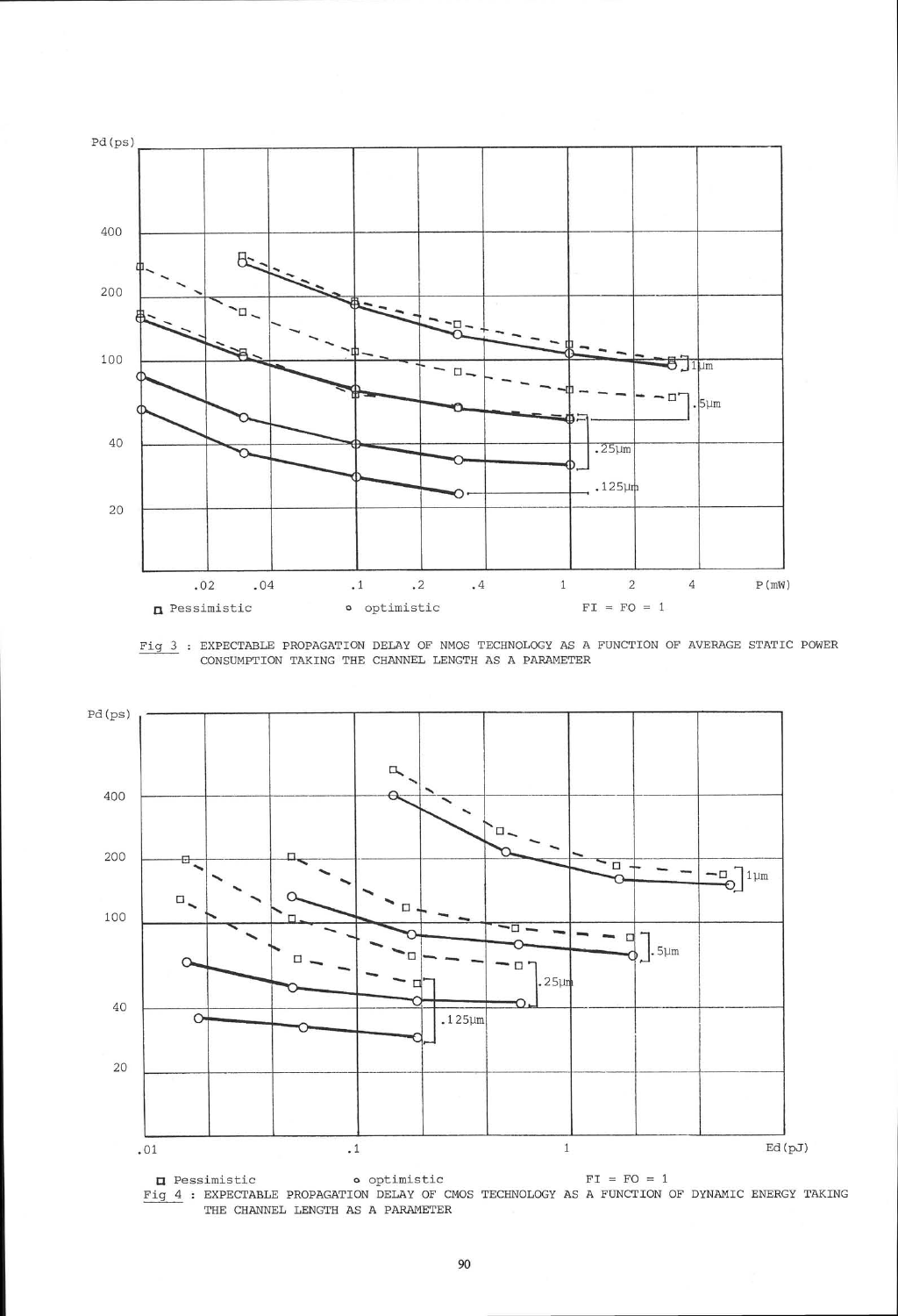Pd(ps)

400

200

100

40

20

.02 .04 .1 .2 .4 1 2 4 P(mW)

1μm

.5μm

.25μm

.125μm

□ Pessimistic ○ optimistic FI = FO = 1

Fig 3 : EXPECTABLE PROPAGATION DELAY OF NMOS TECHNOLOGY AS A FUNCTION OF AVERAGE STATIC POWER CONSUMPTION TAKING THE CHANNEL LENGTH AS A PARAMETER

Pd(ps)

400

200

100

40

20

.01 .1 1 Ed(pJ)

1μm

.5μm

.25μm

.125μm

□ Pessimistic ○ optimistic FI = FO = 1

Fig 4 : EXPECTABLE PROPAGATION DELAY OF CMOS TECHNOLOGY AS A FUNCTION OF DYNAMIC ENERGY TAKING THE CHANNEL LENGTH AS A PARAMETER